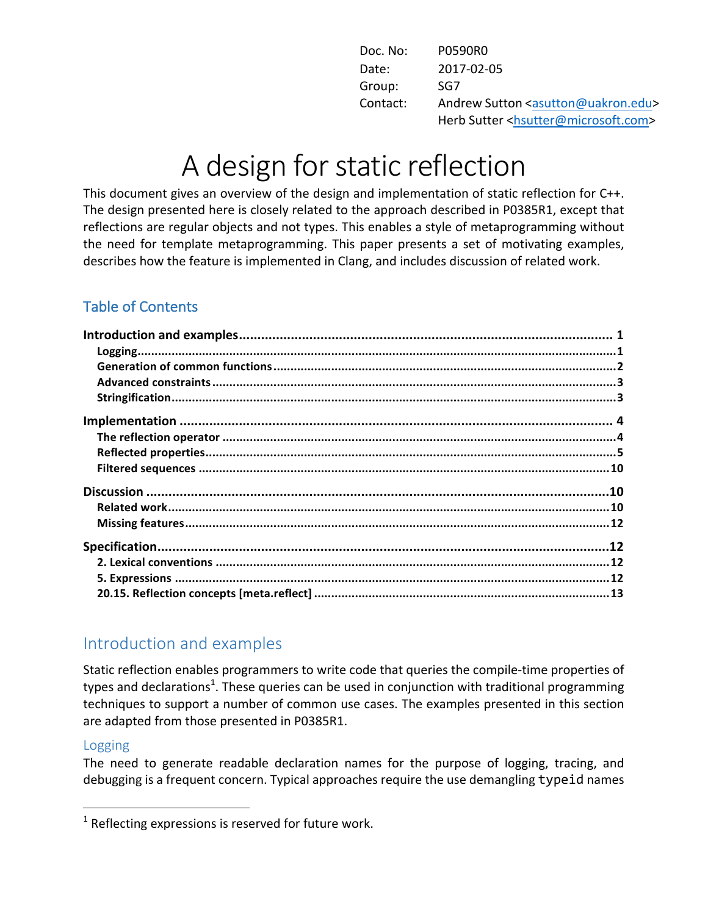Doc. No: P0590R0
Date: 2017-02-05
Group: SG7
Contact: Andrew Sutton <asutton@uakron.edu>
Herb Sutter <hsutter@microsoft.com>

# A design for static reflection

This document gives an overview of the design and implementation of static reflection for C++. The design presented here is closely related to the approach described in P0385R1, except that reflections are regular objects and not types. This enables a style of metaprogramming without the need for template metaprogramming. This paper presents a set of motivating examples, describes how the feature is implemented in Clang, and includes discussion of related work.

## Table of Contents

**Introduction and examples** ... 1
- **Logging** ... 1
- **Generation of common functions** ... 2
- **Advanced constraints** ... 3
- **Stringification** ... 3

**Implementation** ... 4
- **The reflection operator** ... 4
- **Reflected properties** ... 5
- **Filtered sequences** ... 10

**Discussion** ... 10
- **Related work** ... 10
- **Missing features** ... 12

**Specification** ... 12
- **2. Lexical conventions** ... 12
- **5. Expressions** ... 12
- **20.15. Reflection concepts [meta.reflect]** ... 13

## Introduction and examples

Static reflection enables programmers to write code that queries the compile-time properties of types and declarations[1]. These queries can be used in conjunction with traditional programming techniques to support a number of common use cases. The examples presented in this section are adapted from those presented in P0385R1.

### Logging

The need to generate readable declaration names for the purpose of logging, tracing, and debugging is a frequent concern. Typical approaches require the use demangling `typeid` names

[1] Reflecting expressions is reserved for future work.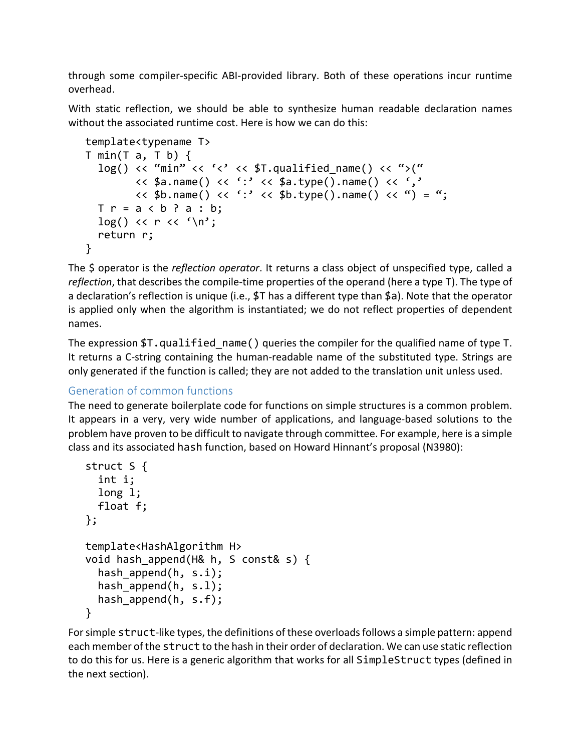through some compiler-specific ABI-provided library. Both of these operations incur runtime overhead.

With static reflection, we should be able to synthesize human readable declaration names without the associated runtime cost. Here is how we can do this:

```
template<typename T>
T min(T a, T b) {
  log() << "min" << '<' << $T.qualified_name() << ">("
        << $a.name() << ':' << $a.type().name() << ','
        << $b.name() << ':' << $b.type().name() << ") = ";
  T r = a < b ? a : b;
  log() << r << '\n';
  return r;
}
```

The $ operator is the *reflection operator*. It returns a class object of unspecified type, called a *reflection*, that describes the compile-time properties of the operand (here a type T). The type of a declaration's reflection is unique (i.e., $T has a different type than $a). Note that the operator is applied only when the algorithm is instantiated; we do not reflect properties of dependent names.

The expression `$T.qualified_name()` queries the compiler for the qualified name of type T. It returns a C-string containing the human-readable name of the substituted type. Strings are only generated if the function is called; they are not added to the translation unit unless used.

## Generation of common functions

The need to generate boilerplate code for functions on simple structures is a common problem. It appears in a very, very wide number of applications, and language-based solutions to the problem have proven to be difficult to navigate through committee. For example, here is a simple class and its associated `hash` function, based on Howard Hinnant's proposal (N3980):

```
struct S {
  int i;
  long l;
  float f;
};

template<HashAlgorithm H>
void hash_append(H& h, S const& s) {
  hash_append(h, s.i);
  hash_append(h, s.l);
  hash_append(h, s.f);
}
```

For simple `struct`-like types, the definitions of these overloads follows a simple pattern: append each member of the `struct` to the hash in their order of declaration. We can use static reflection to do this for us. Here is a generic algorithm that works for all `SimpleStruct` types (defined in the next section).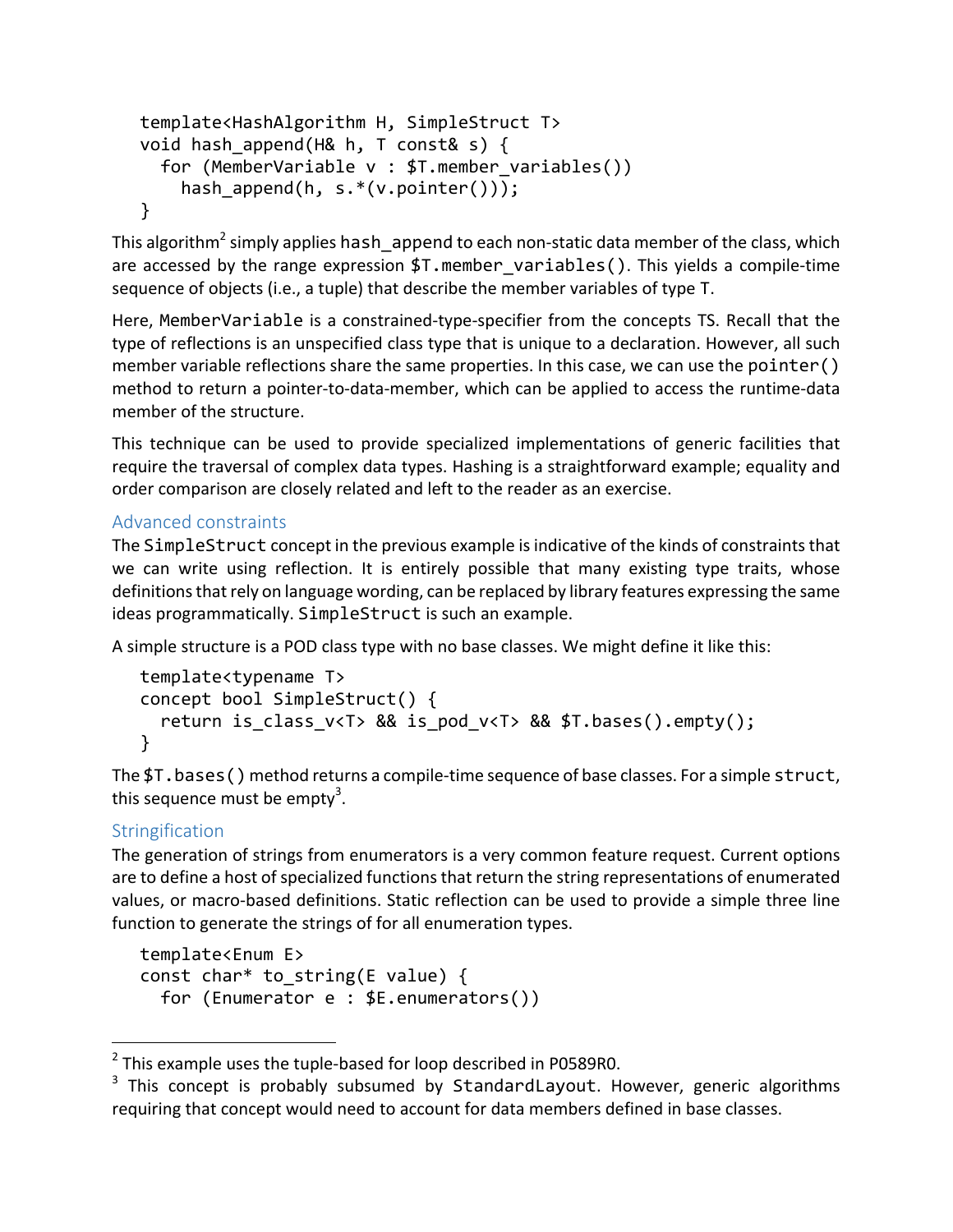```
template<HashAlgorithm H, SimpleStruct T>
void hash_append(H& h, T const& s) {
  for (MemberVariable v : $T.member_variables())
    hash_append(h, s.*(v.pointer()));
}
```

This algorithm[2] simply applies `hash_append` to each non-static data member of the class, which are accessed by the range expression `$T.member_variables()`. This yields a compile-time sequence of objects (i.e., a tuple) that describe the member variables of type T.

Here, `MemberVariable` is a constrained-type-specifier from the concepts TS. Recall that the type of reflections is an unspecified class type that is unique to a declaration. However, all such member variable reflections share the same properties. In this case, we can use the `pointer()` method to return a pointer-to-data-member, which can be applied to access the runtime-data member of the structure.

This technique can be used to provide specialized implementations of generic facilities that require the traversal of complex data types. Hashing is a straightforward example; equality and order comparison are closely related and left to the reader as an exercise.

## Advanced constraints

The `SimpleStruct` concept in the previous example is indicative of the kinds of constraints that we can write using reflection. It is entirely possible that many existing type traits, whose definitions that rely on language wording, can be replaced by library features expressing the same ideas programmatically. `SimpleStruct` is such an example.

A simple structure is a POD class type with no base classes. We might define it like this:

```
template<typename T>
concept bool SimpleStruct() {
  return is_class_v<T> && is_pod_v<T> && $T.bases().empty();
}
```

The `$T.bases()` method returns a compile-time sequence of base classes. For a simple `struct`, this sequence must be empty[3].

## Stringification

The generation of strings from enumerators is a very common feature request. Current options are to define a host of specialized functions that return the string representations of enumerated values, or macro-based definitions. Static reflection can be used to provide a simple three line function to generate the strings of for all enumeration types.

```
template<Enum E>
const char* to_string(E value) {
  for (Enumerator e : $E.enumerators())
```

---

[2] This example uses the tuple-based for loop described in P0589R0.

[3] This concept is probably subsumed by `StandardLayout`. However, generic algorithms requiring that concept would need to account for data members defined in base classes.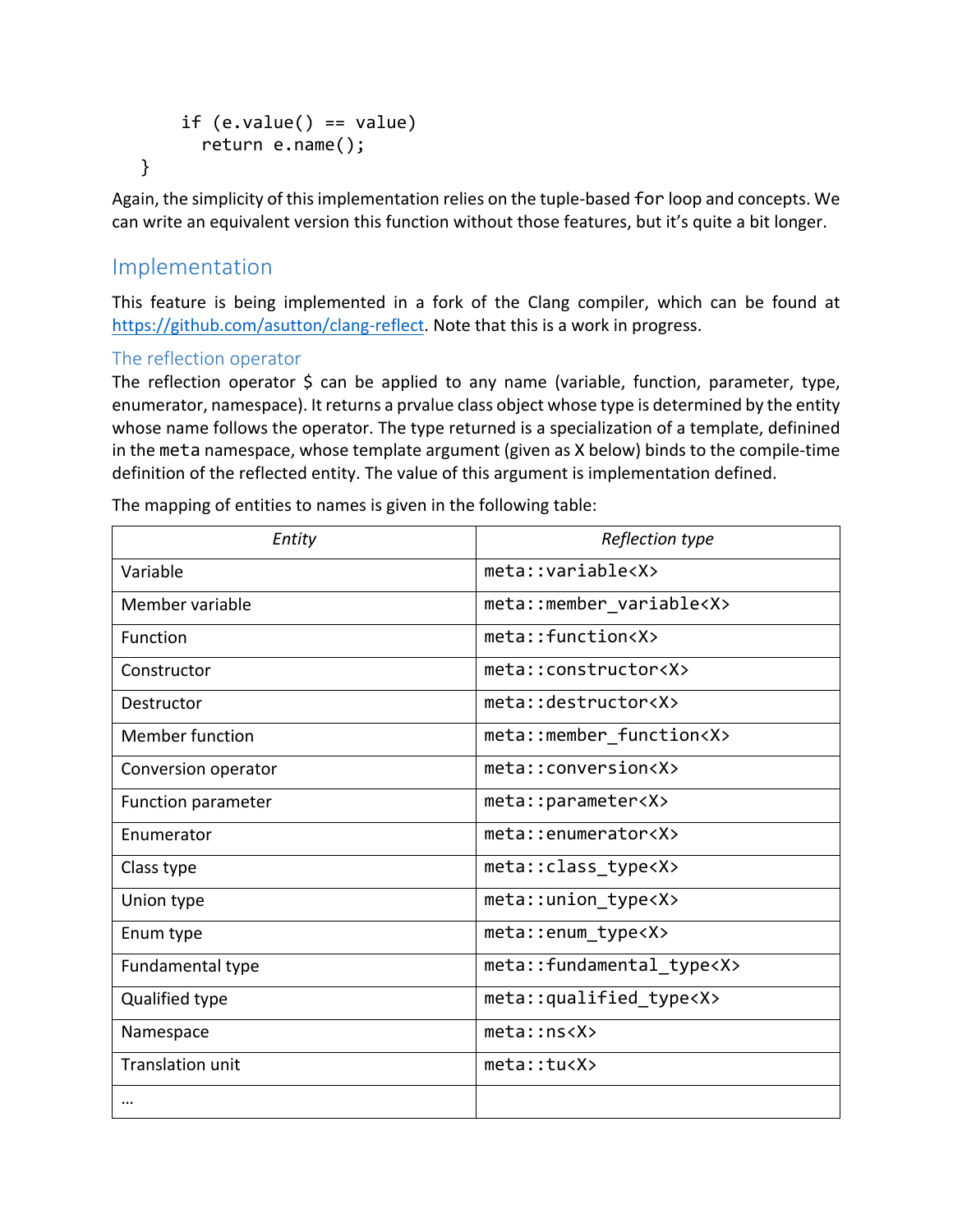```
    if (e.value() == value)
      return e.name();
}
```

Again, the simplicity of this implementation relies on the tuple-based `for` loop and concepts. We can write an equivalent version this function without those features, but it's quite a bit longer.

## Implementation

This feature is being implemented in a fork of the Clang compiler, which can be found at https://github.com/asutton/clang-reflect. Note that this is a work in progress.

### The reflection operator

The reflection operator $ can be applied to any name (variable, function, parameter, type, enumerator, namespace). It returns a prvalue class object whose type is determined by the entity whose name follows the operator. The type returned is a specialization of a template, defined in the `meta` namespace, whose template argument (given as X below) binds to the compile-time definition of the reflected entity. The value of this argument is implementation defined.

The mapping of entities to names is given in the following table:

| *Entity* | *Reflection type* |
|---|---|
| Variable | `meta::variable<X>` |
| Member variable | `meta::member_variable<X>` |
| Function | `meta::function<X>` |
| Constructor | `meta::constructor<X>` |
| Destructor | `meta::destructor<X>` |
| Member function | `meta::member_function<X>` |
| Conversion operator | `meta::conversion<X>` |
| Function parameter | `meta::parameter<X>` |
| Enumerator | `meta::enumerator<X>` |
| Class type | `meta::class_type<X>` |
| Union type | `meta::union_type<X>` |
| Enum type | `meta::enum_type<X>` |
| Fundamental type | `meta::fundamental_type<X>` |
| Qualified type | `meta::qualified_type<X>` |
| Namespace | `meta::ns<X>` |
| Translation unit | `meta::tu<X>` |
| … | |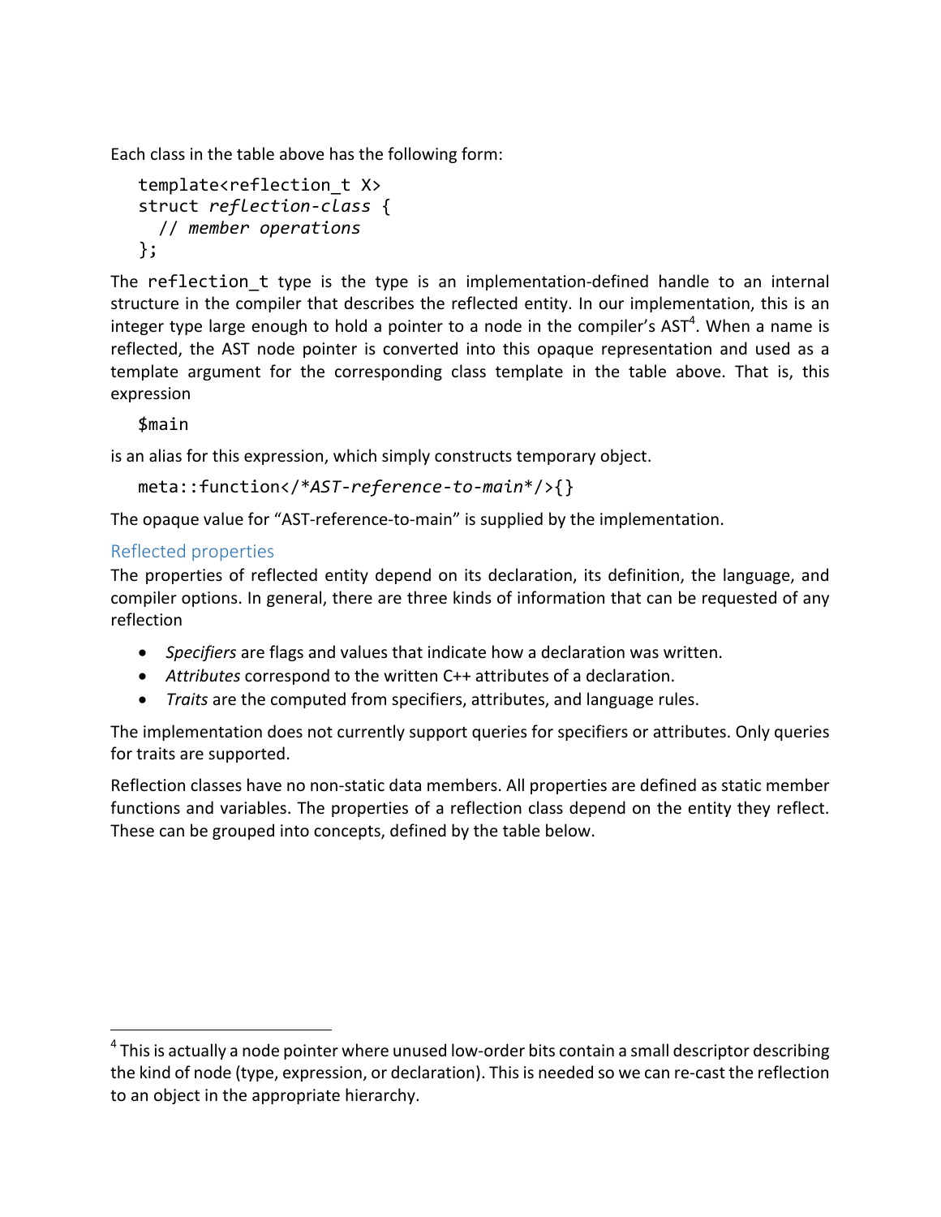Each class in the table above has the following form:

```
template<reflection_t X>
struct reflection-class {
  // member operations
};
```

The `reflection_t` type is the type is an implementation-defined handle to an internal structure in the compiler that describes the reflected entity. In our implementation, this is an integer type large enough to hold a pointer to a node in the compiler's AST[4]. When a name is reflected, the AST node pointer is converted into this opaque representation and used as a template argument for the corresponding class template in the table above. That is, this expression

```
$main
```

is an alias for this expression, which simply constructs temporary object.

```
meta::function</*AST-reference-to-main*/>{}
```

The opaque value for "AST-reference-to-main" is supplied by the implementation.

## Reflected properties

The properties of reflected entity depend on its declaration, its definition, the language, and compiler options. In general, there are three kinds of information that can be requested of any reflection

- *Specifiers* are flags and values that indicate how a declaration was written.
- *Attributes* correspond to the written C++ attributes of a declaration.
- *Traits* are the computed from specifiers, attributes, and language rules.

The implementation does not currently support queries for specifiers or attributes. Only queries for traits are supported.

Reflection classes have no non-static data members. All properties are defined as static member functions and variables. The properties of a reflection class depend on the entity they reflect. These can be grouped into concepts, defined by the table below.

[4] This is actually a node pointer where unused low-order bits contain a small descriptor describing the kind of node (type, expression, or declaration). This is needed so we can re-cast the reflection to an object in the appropriate hierarchy.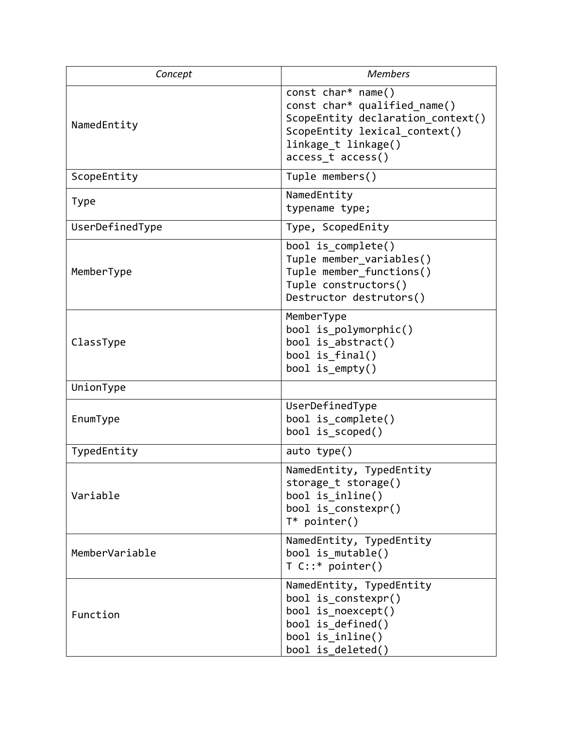| *Concept* | *Members* |
| --- | --- |
| NamedEntity | `const char* name()`<br>`const char* qualified_name()`<br>`ScopeEntity declaration_context()`<br>`ScopeEntity lexical_context()`<br>`linkage_t linkage()`<br>`access_t access()` |
| ScopeEntity | `Tuple members()` |
| Type | `NamedEntity`<br>`typename type;` |
| UserDefinedType | `Type, ScopedEnity` |
| MemberType | `bool is_complete()`<br>`Tuple member_variables()`<br>`Tuple member_functions()`<br>`Tuple constructors()`<br>`Destructor destrutors()` |
| ClassType | `MemberType`<br>`bool is_polymorphic()`<br>`bool is_abstract()`<br>`bool is_final()`<br>`bool is_empty()` |
| UnionType | |
| EnumType | `UserDefinedType`<br>`bool is_complete()`<br>`bool is_scoped()` |
| TypedEntity | `auto type()` |
| Variable | `NamedEntity, TypedEntity`<br>`storage_t storage()`<br>`bool is_inline()`<br>`bool is_constexpr()`<br>`T* pointer()` |
| MemberVariable | `NamedEntity, TypedEntity`<br>`bool is_mutable()`<br>`T C::* pointer()` |
| Function | `NamedEntity, TypedEntity`<br>`bool is_constexpr()`<br>`bool is_noexcept()`<br>`bool is_defined()`<br>`bool is_inline()`<br>`bool is_deleted()` |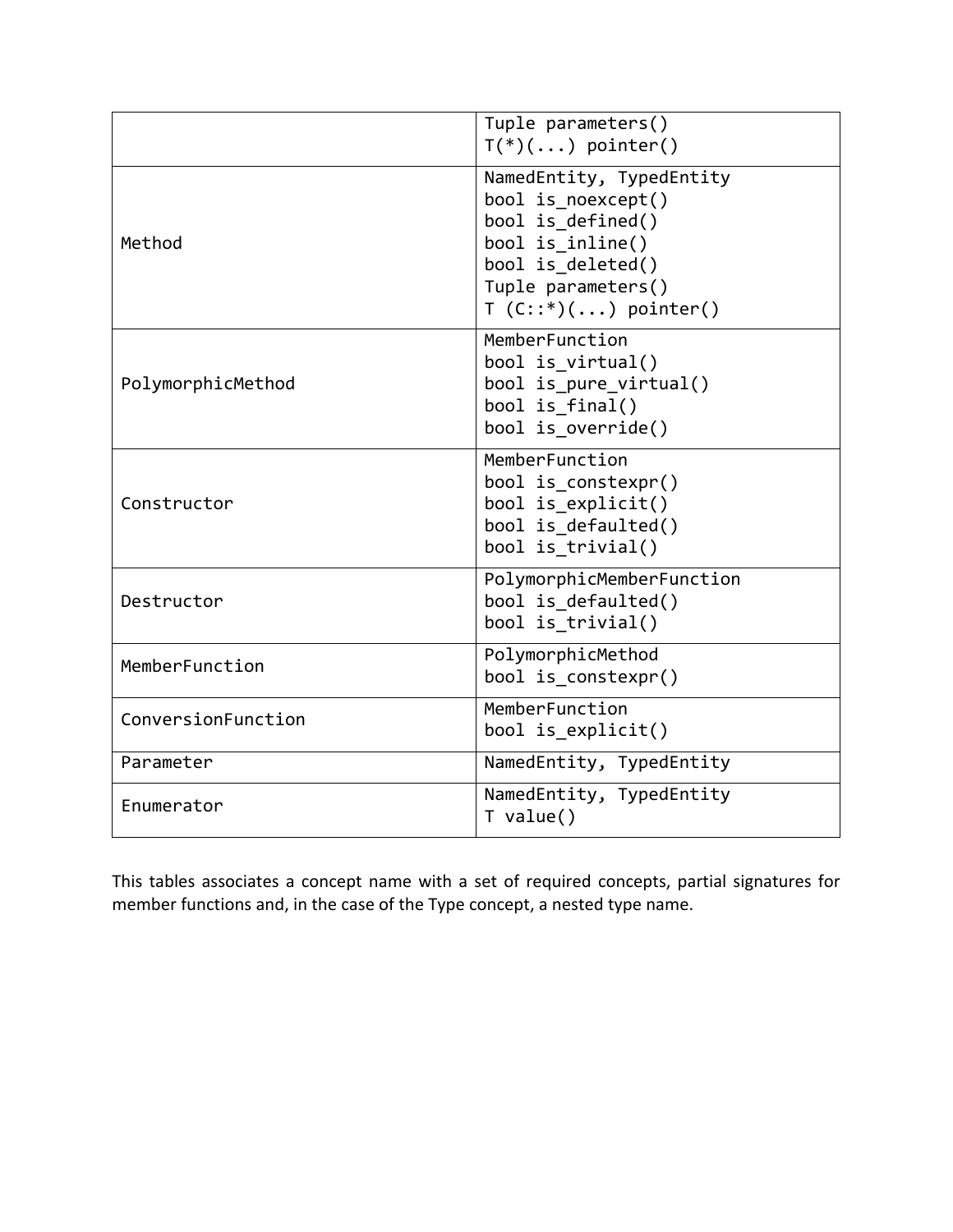| | |
|---|---|
| | `Tuple parameters()`<br>`T(*)(...) pointer()` |
| `Method` | `NamedEntity, TypedEntity`<br>`bool is_noexcept()`<br>`bool is_defined()`<br>`bool is_inline()`<br>`bool is_deleted()`<br>`Tuple parameters()`<br>`T (C::*)(...) pointer()` |
| `PolymorphicMethod` | `MemberFunction`<br>`bool is_virtual()`<br>`bool is_pure_virtual()`<br>`bool is_final()`<br>`bool is_override()` |
| `Constructor` | `MemberFunction`<br>`bool is_constexpr()`<br>`bool is_explicit()`<br>`bool is_defaulted()`<br>`bool is_trivial()` |
| `Destructor` | `PolymorphicMemberFunction`<br>`bool is_defaulted()`<br>`bool is_trivial()` |
| `MemberFunction` | `PolymorphicMethod`<br>`bool is_constexpr()` |
| `ConversionFunction` | `MemberFunction`<br>`bool is_explicit()` |
| `Parameter` | `NamedEntity, TypedEntity` |
| `Enumerator` | `NamedEntity, TypedEntity`<br>`T value()` |

This tables associates a concept name with a set of required concepts, partial signatures for member functions and, in the case of the Type concept, a nested type name.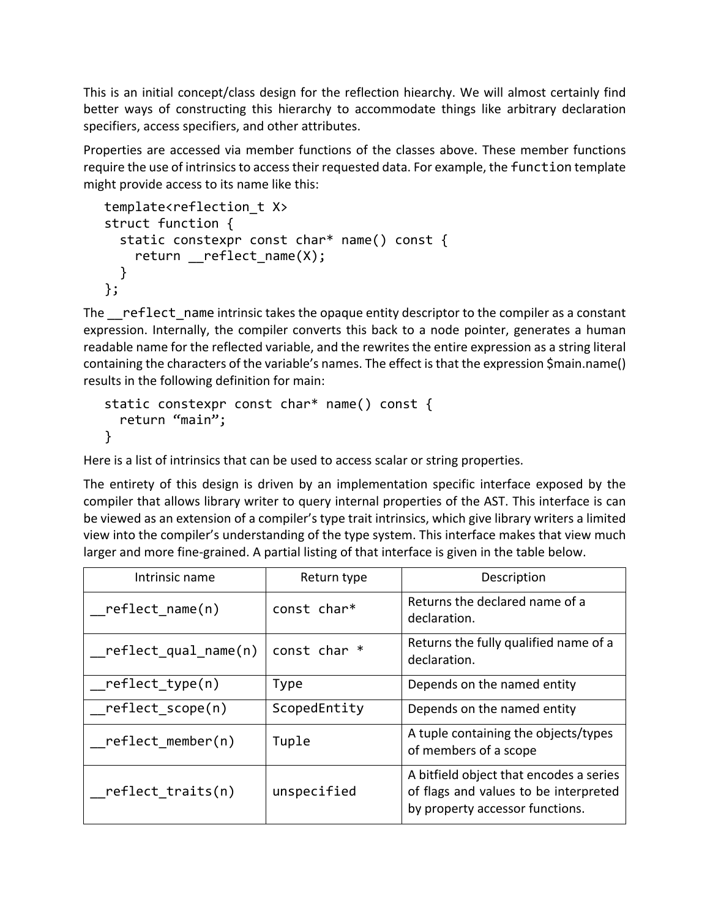This is an initial concept/class design for the reflection hiearchy. We will almost certainly find better ways of constructing this hierarchy to accommodate things like arbitrary declaration specifiers, access specifiers, and other attributes.

Properties are accessed via member functions of the classes above. These member functions require the use of intrinsics to access their requested data. For example, the `function` template might provide access to its name like this:

```
template<reflection_t X>
struct function {
  static constexpr const char* name() const {
    return __reflect_name(X);
  }
};
```

The `__reflect_name` intrinsic takes the opaque entity descriptor to the compiler as a constant expression. Internally, the compiler converts this back to a node pointer, generates a human readable name for the reflected variable, and the rewrites the entire expression as a string literal containing the characters of the variable's names. The effect is that the expression $main.name() results in the following definition for main:

```
static constexpr const char* name() const {
  return "main";
}
```

Here is a list of intrinsics that can be used to access scalar or string properties.

The entirety of this design is driven by an implementation specific interface exposed by the compiler that allows library writer to query internal properties of the AST. This interface is can be viewed as an extension of a compiler's type trait intrinsics, which give library writers a limited view into the compiler's understanding of the type system. This interface makes that view much larger and more fine-grained. A partial listing of that interface is given in the table below.

| Intrinsic name | Return type | Description |
|---|---|---|
| `__reflect_name(n)` | `const char*` | Returns the declared name of a declaration. |
| `__reflect_qual_name(n)` | `const char *` | Returns the fully qualified name of a declaration. |
| `__reflect_type(n)` | `Type` | Depends on the named entity |
| `__reflect_scope(n)` | `ScopedEntity` | Depends on the named entity |
| `__reflect_member(n)` | `Tuple` | A tuple containing the objects/types of members of a scope |
| `__reflect_traits(n)` | `unspecified` | A bitfield object that encodes a series of flags and values to be interpreted by property accessor functions. |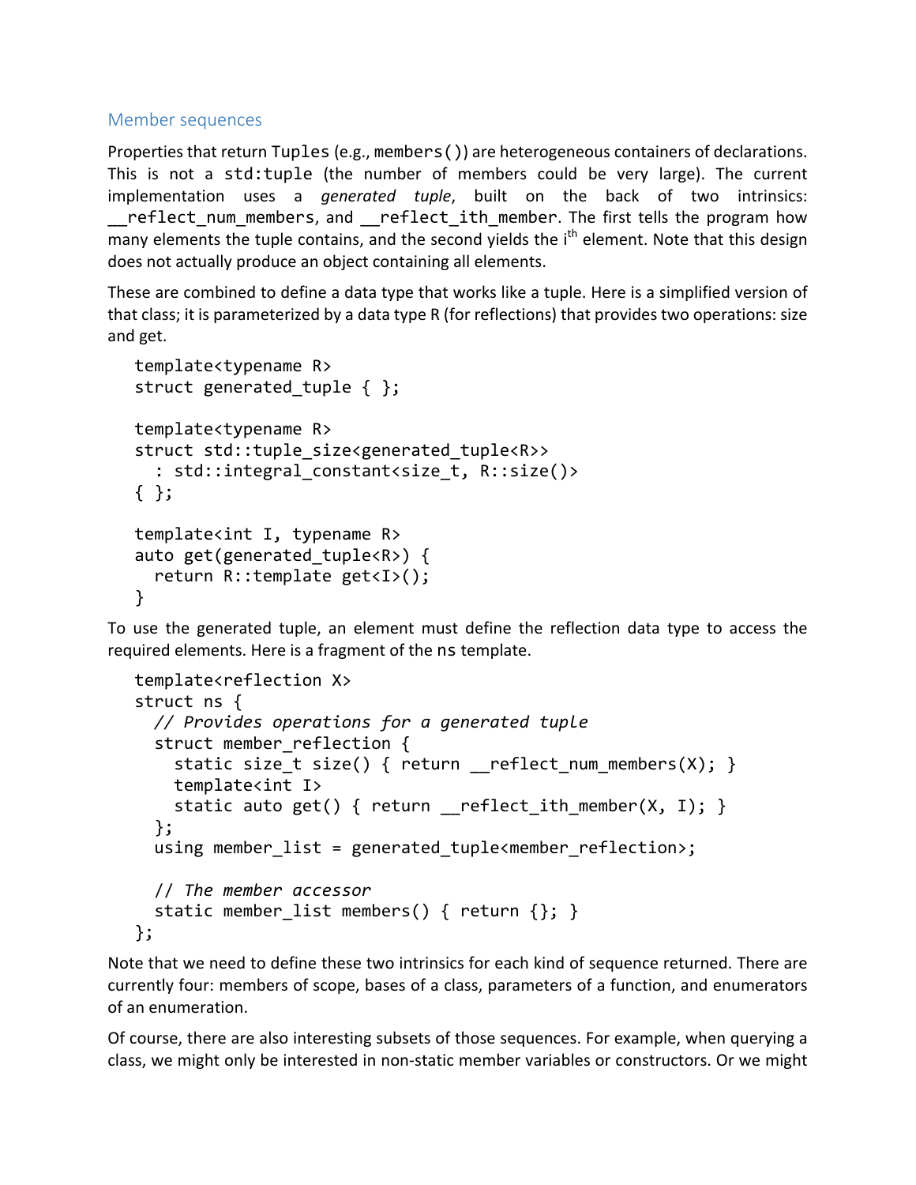## Member sequences

Properties that return `Tuples` (e.g., `members()`) are heterogeneous containers of declarations. This is not a `std:tuple` (the number of members could be very large). The current implementation uses a *generated tuple*, built on the back of two intrinsics: `__reflect_num_members`, and `__reflect_ith_member`. The first tells the program how many elements the tuple contains, and the second yields the i[th] element. Note that this design does not actually produce an object containing all elements.

These are combined to define a data type that works like a tuple. Here is a simplified version of that class; it is parameterized by a data type R (for reflections) that provides two operations: size and get.

```
template<typename R>
struct generated_tuple { };

template<typename R>
struct std::tuple_size<generated_tuple<R>>
  : std::integral_constant<size_t, R::size()>
{ };

template<int I, typename R>
auto get(generated_tuple<R>) {
  return R::template get<I>();
}
```

To use the generated tuple, an element must define the reflection data type to access the required elements. Here is a fragment of the `ns` template.

```
template<reflection X>
struct ns {
  // Provides operations for a generated tuple
  struct member_reflection {
    static size_t size() { return __reflect_num_members(X); }
    template<int I>
    static auto get() { return __reflect_ith_member(X, I); }
  };
  using member_list = generated_tuple<member_reflection>;

  // The member accessor
  static member_list members() { return {}; }
};
```

Note that we need to define these two intrinsics for each kind of sequence returned. There are currently four: members of scope, bases of a class, parameters of a function, and enumerators of an enumeration.

Of course, there are also interesting subsets of those sequences. For example, when querying a class, we might only be interested in non-static member variables or constructors. Or we might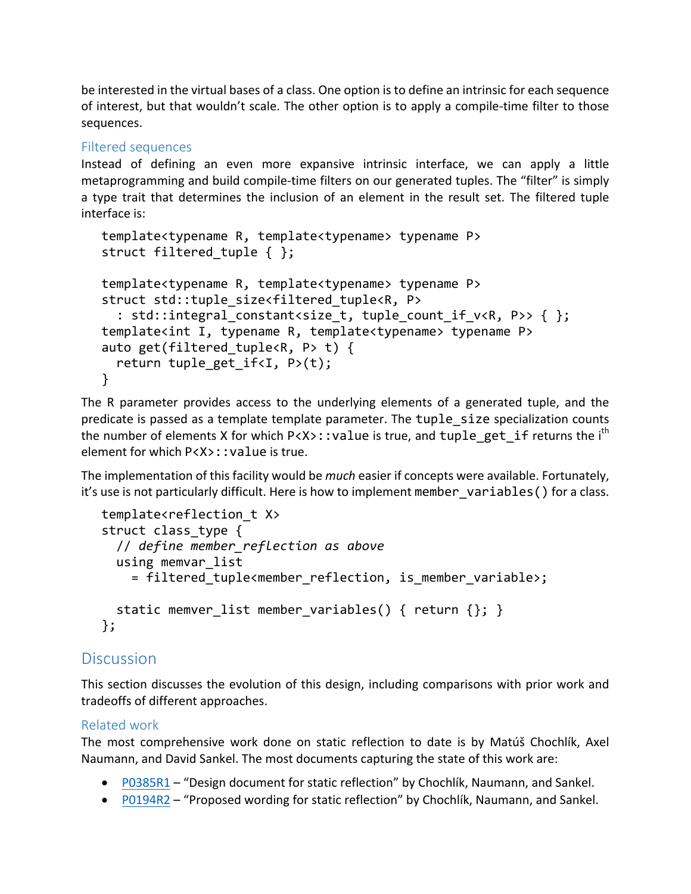be interested in the virtual bases of a class. One option is to define an intrinsic for each sequence of interest, but that wouldn't scale. The other option is to apply a compile-time filter to those sequences.

### Filtered sequences

Instead of defining an even more expansive intrinsic interface, we can apply a little metaprogramming and build compile-time filters on our generated tuples. The "filter" is simply a type trait that determines the inclusion of an element in the result set. The filtered tuple interface is:

```
template<typename R, template<typename> typename P>
struct filtered_tuple { };

template<typename R, template<typename> typename P>
struct std::tuple_size<filtered_tuple<R, P>
  : std::integral_constant<size_t, tuple_count_if_v<R, P>> { };
template<int I, typename R, template<typename> typename P>
auto get(filtered_tuple<R, P> t) {
  return tuple_get_if<I, P>(t);
}
```

The R parameter provides access to the underlying elements of a generated tuple, and the predicate is passed as a template template parameter. The `tuple_size` specialization counts the number of elements X for which `P<X>::value` is true, and `tuple_get_if` returns the i[th] element for which `P<X>::value` is true.

The implementation of this facility would be *much* easier if concepts were available. Fortunately, it's use is not particularly difficult. Here is how to implement `member_variables()` for a class.

```
template<reflection_t X>
struct class_type {
  // define member_reflection as above
  using memvar_list
    = filtered_tuple<member_reflection, is_member_variable>;

  static memver_list member_variables() { return {}; }
};
```

## Discussion

This section discusses the evolution of this design, including comparisons with prior work and tradeoffs of different approaches.

### Related work

The most comprehensive work done on static reflection to date is by Matúš Chochlík, Axel Naumann, and David Sankel. The most documents capturing the state of this work are:

- P0385R1 – "Design document for static reflection" by Chochlík, Naumann, and Sankel.
- P0194R2 – "Proposed wording for static reflection" by Chochlík, Naumann, and Sankel.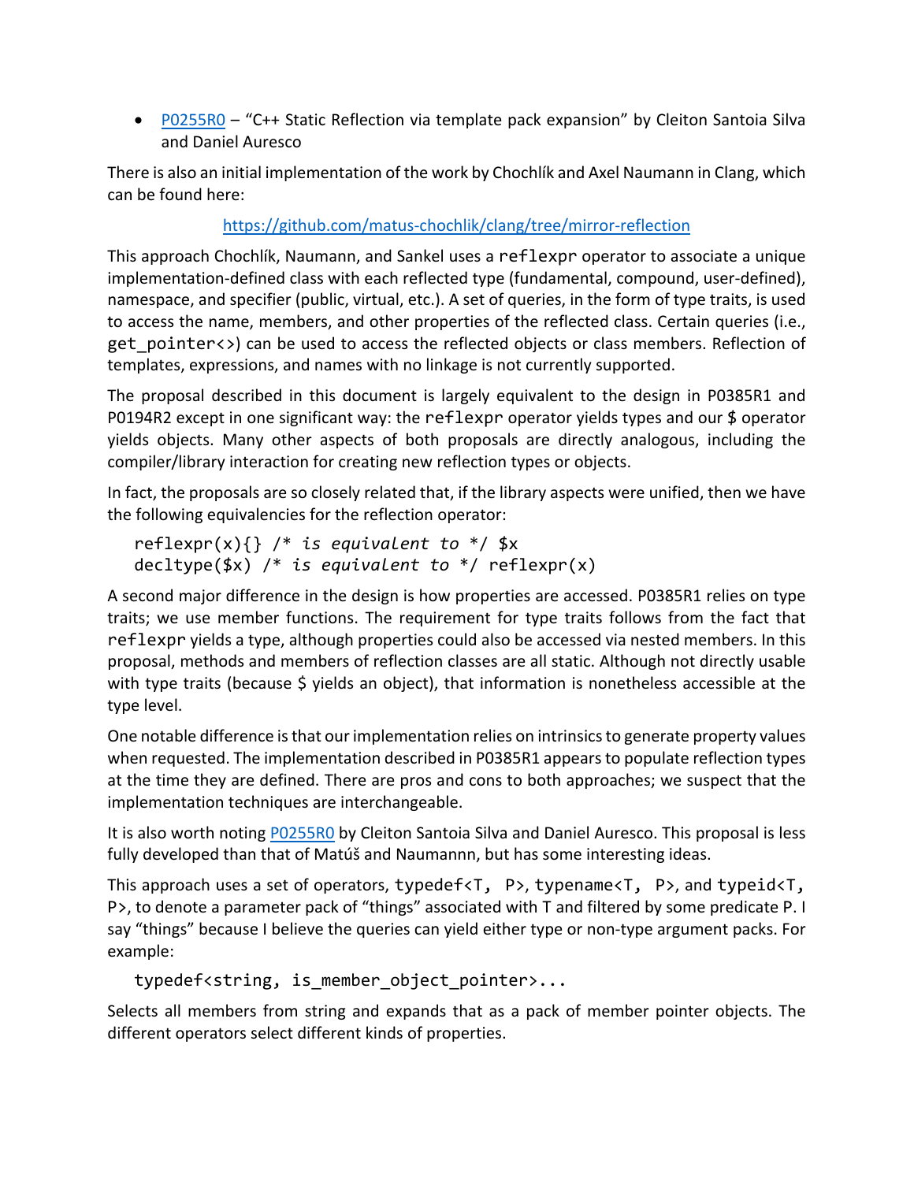- P0255R0 – "C++ Static Reflection via template pack expansion" by Cleiton Santoia Silva and Daniel Auresco

There is also an initial implementation of the work by Chochlík and Axel Naumann in Clang, which can be found here:

https://github.com/matus-chochlik/clang/tree/mirror-reflection

This approach Chochlík, Naumann, and Sankel uses a `reflexpr` operator to associate a unique implementation-defined class with each reflected type (fundamental, compound, user-defined), namespace, and specifier (public, virtual, etc.). A set of queries, in the form of type traits, is used to access the name, members, and other properties of the reflected class. Certain queries (i.e., `get_pointer<>`) can be used to access the reflected objects or class members. Reflection of templates, expressions, and names with no linkage is not currently supported.

The proposal described in this document is largely equivalent to the design in P0385R1 and P0194R2 except in one significant way: the `reflexpr` operator yields types and our $ operator yields objects. Many other aspects of both proposals are directly analogous, including the compiler/library interaction for creating new reflection types or objects.

In fact, the proposals are so closely related that, if the library aspects were unified, then we have the following equivalencies for the reflection operator:

```
reflexpr(x){} /* is equivalent to */ $x
decltype($x) /* is equivalent to */ reflexpr(x)
```

A second major difference in the design is how properties are accessed. P0385R1 relies on type traits; we use member functions. The requirement for type traits follows from the fact that `reflexpr` yields a type, although properties could also be accessed via nested members. In this proposal, methods and members of reflection classes are all static. Although not directly usable with type traits (because $ yields an object), that information is nonetheless accessible at the type level.

One notable difference is that our implementation relies on intrinsics to generate property values when requested. The implementation described in P0385R1 appears to populate reflection types at the time they are defined. There are pros and cons to both approaches; we suspect that the implementation techniques are interchangeable.

It is also worth noting P0255R0 by Cleiton Santoia Silva and Daniel Auresco. This proposal is less fully developed than that of Matúš and Naumannn, but has some interesting ideas.

This approach uses a set of operators, `typedef<T, P>`, `typename<T, P>`, and `typeid<T, P>`, to denote a parameter pack of "things" associated with T and filtered by some predicate P. I say "things" because I believe the queries can yield either type or non-type argument packs. For example:

```
typedef<string, is_member_object_pointer>...
```

Selects all members from string and expands that as a pack of member pointer objects. The different operators select different kinds of properties.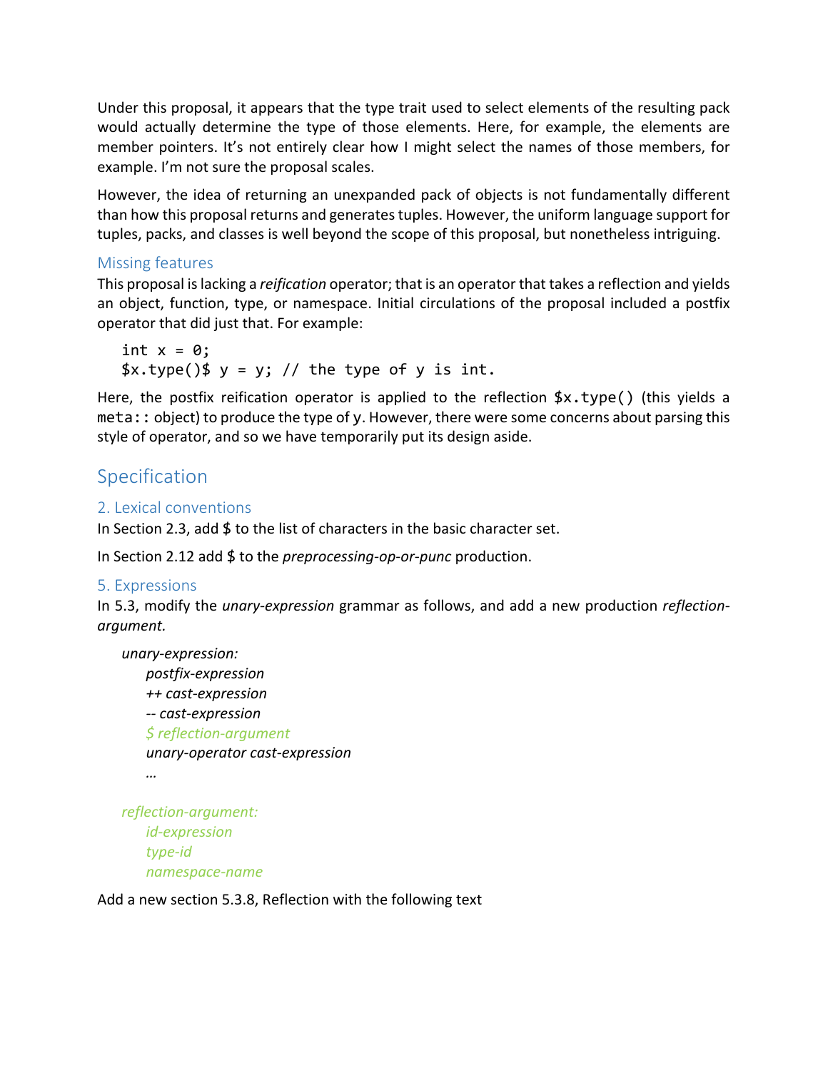Under this proposal, it appears that the type trait used to select elements of the resulting pack would actually determine the type of those elements. Here, for example, the elements are member pointers. It's not entirely clear how I might select the names of those members, for example. I'm not sure the proposal scales.

However, the idea of returning an unexpanded pack of objects is not fundamentally different than how this proposal returns and generates tuples. However, the uniform language support for tuples, packs, and classes is well beyond the scope of this proposal, but nonetheless intriguing.

### Missing features

This proposal is lacking a *reification* operator; that is an operator that takes a reflection and yields an object, function, type, or namespace. Initial circulations of the proposal included a postfix operator that did just that. For example:

```
int x = 0;
$x.type()$ y = y; // the type of y is int.
```

Here, the postfix reification operator is applied to the reflection `$x.type()` (this yields a `meta::` object) to produce the type of `y`. However, there were some concerns about parsing this style of operator, and so we have temporarily put its design aside.

## Specification

### 2. Lexical conventions

In Section 2.3, add $ to the list of characters in the basic character set.

In Section 2.12 add $ to the *preprocessing-op-or-punc* production.

### 5. Expressions

In 5.3, modify the *unary-expression* grammar as follows, and add a new production *reflection-argument.*

*unary-expression:*
  *postfix-expression*
  *++ cast-expression*
  *-- cast-expression*
  *$ reflection-argument*
  *unary-operator cast-expression*
  *…*

*reflection-argument:*
  *id-expression*
  *type-id*
  *namespace-name*

Add a new section 5.3.8, Reflection with the following text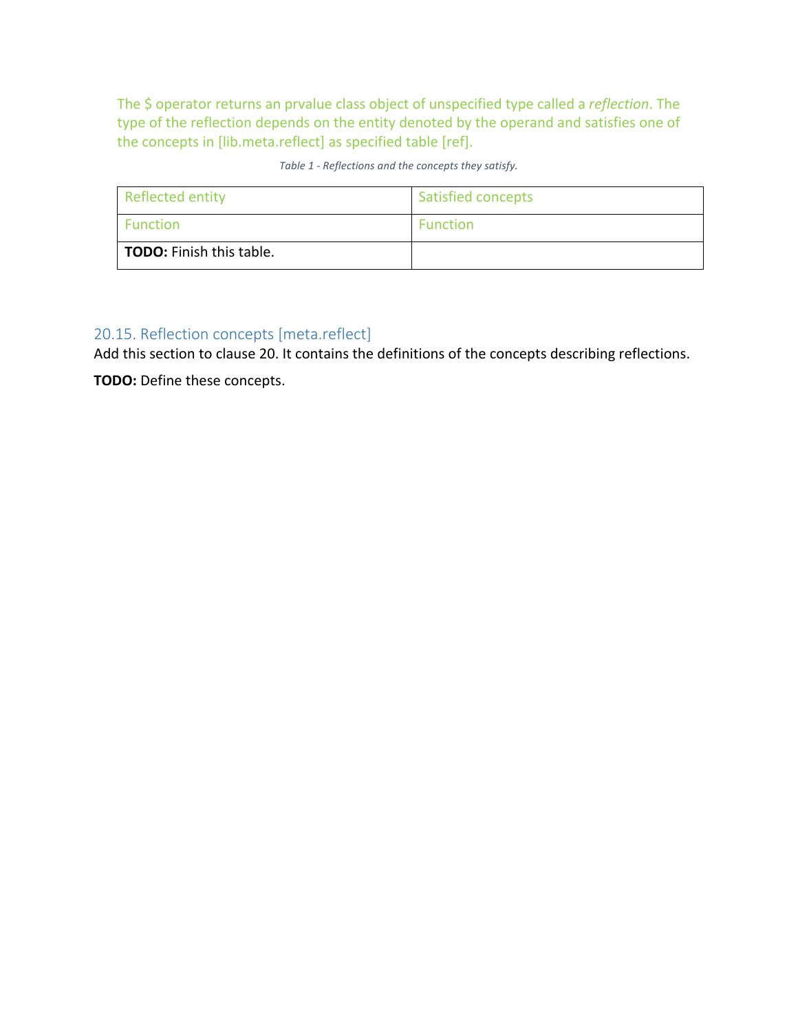The $ operator returns an prvalue class object of unspecified type called a *reflection*. The type of the reflection depends on the entity denoted by the operand and satisfies one of the concepts in [lib.meta.reflect] as specified table [ref].

*Table 1 - Reflections and the concepts they satisfy.*

| Reflected entity | Satisfied concepts |
|---|---|
| Function | Function |
| **TODO:** Finish this table. | |

## 20.15. Reflection concepts [meta.reflect]

Add this section to clause 20. It contains the definitions of the concepts describing reflections.

**TODO:** Define these concepts.